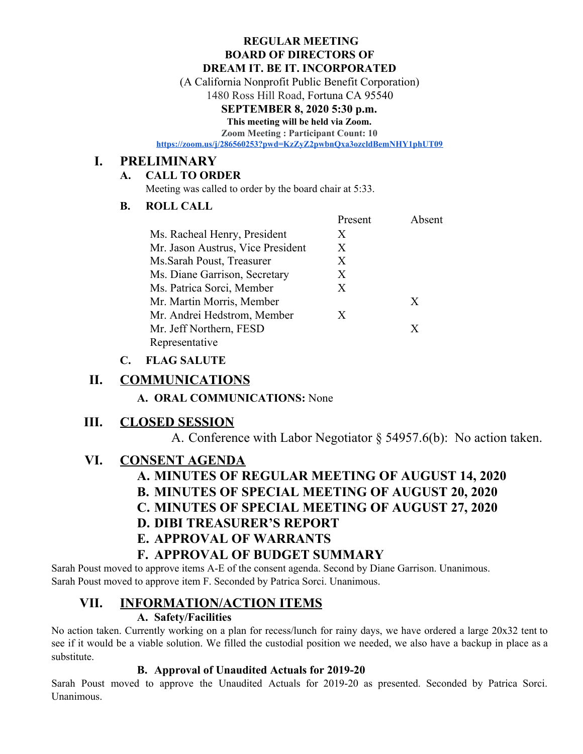**REGULAR MEETING**
**BOARD OF DIRECTORS OF**
**DREAM IT. BE IT. INCORPORATED**

(A California Nonprofit Public Benefit Corporation)
1480 Ross Hill Road, Fortuna CA 95540

**SEPTEMBER 8, 2020 5:30 p.m.**

**This meeting will be held via Zoom.**

**Zoom Meeting : Participant Count: 10**

**https://zoom.us/j/286560253?pwd=KzZyZ2pwbnQxa3ozcldBemNHY1phUT09**

# I. PRELIMINARY

## A. CALL TO ORDER

Meeting was called to order by the board chair at 5:33.

## B. ROLL CALL

| | Present | Absent |
|---|---|---|
| Ms. Racheal Henry, President | X | |
| Mr. Jason Austrus, Vice President | X | |
| Ms.Sarah Poust, Treasurer | X | |
| Ms. Diane Garrison, Secretary | X | |
| Ms. Patrica Sorci, Member | X | |
| Mr. Martin Morris, Member | | X |
| Mr. Andrei Hedstrom, Member | X | |
| Mr. Jeff Northern, FESD Representative | | X |

## C. FLAG SALUTE

# II. COMMUNICATIONS

**A. ORAL COMMUNICATIONS:** None

# III. CLOSED SESSION

A. Conference with Labor Negotiator § 54957.6(b): No action taken.

# VI. CONSENT AGENDA

**A. MINUTES OF REGULAR MEETING OF AUGUST 14, 2020**
**B. MINUTES OF SPECIAL MEETING OF AUGUST 20, 2020**
**C. MINUTES OF SPECIAL MEETING OF AUGUST 27, 2020**
**D. DIBI TREASURER'S REPORT**
**E. APPROVAL OF WARRANTS**
**F. APPROVAL OF BUDGET SUMMARY**

Sarah Poust moved to approve items A-E of the consent agenda. Second by Diane Garrison. Unanimous.
Sarah Poust moved to approve item F. Seconded by Patrica Sorci. Unanimous.

# VII. INFORMATION/ACTION ITEMS

## A. Safety/Facilities

No action taken. Currently working on a plan for recess/lunch for rainy days, we have ordered a large 20x32 tent to see if it would be a viable solution. We filled the custodial position we needed, we also have a backup in place as a substitute.

## B. Approval of Unaudited Actuals for 2019-20

Sarah Poust moved to approve the Unaudited Actuals for 2019-20 as presented. Seconded by Patrica Sorci. Unanimous.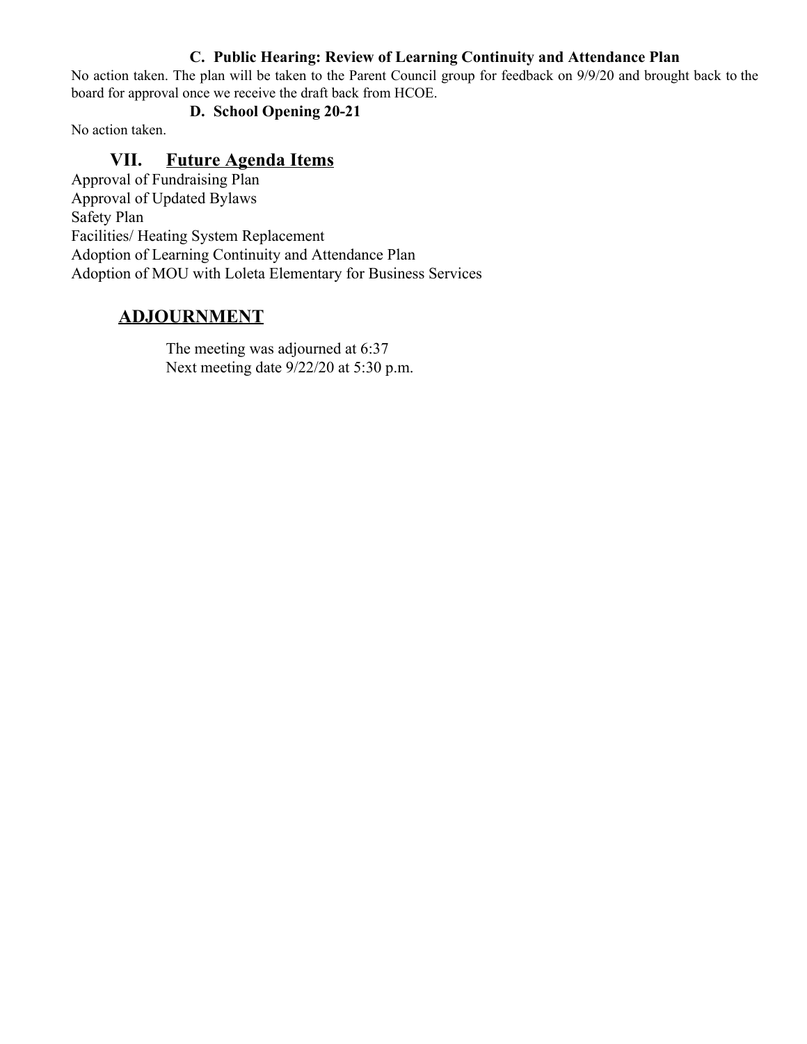### C. Public Hearing: Review of Learning Continuity and Attendance Plan

No action taken. The plan will be taken to the Parent Council group for feedback on 9/9/20 and brought back to the board for approval once we receive the draft back from HCOE.

### D. School Opening 20-21

No action taken.

## VII. Future Agenda Items

Approval of Fundraising Plan
Approval of Updated Bylaws
Safety Plan
Facilities/ Heating System Replacement
Adoption of Learning Continuity and Attendance Plan
Adoption of MOU with Loleta Elementary for Business Services

## ADJOURNMENT

The meeting was adjourned at 6:37
Next meeting date 9/22/20 at 5:30 p.m.